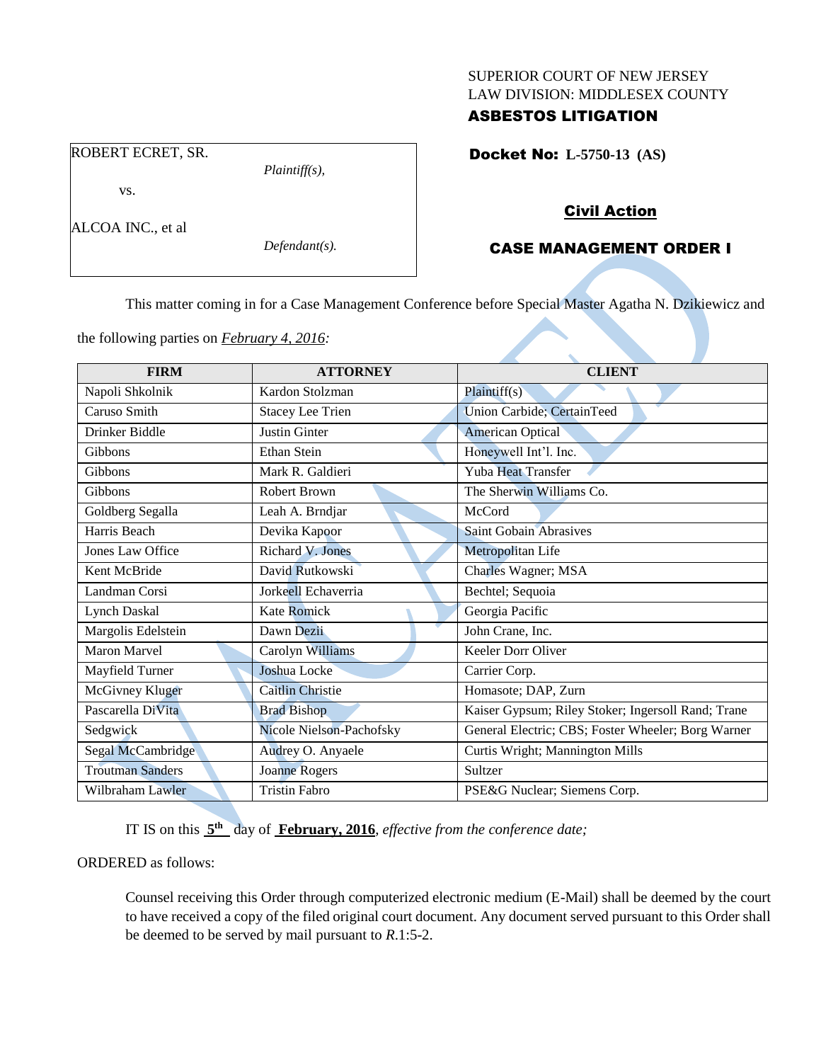SUPERIOR COURT OF NEW JERSEY
LAW DIVISION: MIDDLESEX COUNTY
**ASBESTOS LITIGATION**

ROBERT ECRET, SR.

*Plaintiff(s),*

vs.

ALCOA INC., et al

*Defendant(s).*

**Docket No: L-5750-13 (AS)**

**Civil Action**

**CASE MANAGEMENT ORDER I**

This matter coming in for a Case Management Conference before Special Master Agatha N. Dzikiewicz and the following parties on *February 4, 2016:*

| FIRM | ATTORNEY | CLIENT |
|---|---|---|
| Napoli Shkolnik | Kardon Stolzman | Plaintiff(s) |
| Caruso Smith | Stacey Lee Trien | Union Carbide; CertainTeed |
| Drinker Biddle | Justin Ginter | American Optical |
| Gibbons | Ethan Stein | Honeywell Int'l. Inc. |
| Gibbons | Mark R. Galdieri | Yuba Heat Transfer |
| Gibbons | Robert Brown | The Sherwin Williams Co. |
| Goldberg Segalla | Leah A. Brndjar | McCord |
| Harris Beach | Devika Kapoor | Saint Gobain Abrasives |
| Jones Law Office | Richard V. Jones | Metropolitan Life |
| Kent McBride | David Rutkowski | Charles Wagner; MSA |
| Landman Corsi | Jorkeell Echaverria | Bechtel; Sequoia |
| Lynch Daskal | Kate Romick | Georgia Pacific |
| Margolis Edelstein | Dawn Dezii | John Crane, Inc. |
| Maron Marvel | Carolyn Williams | Keeler Dorr Oliver |
| Mayfield Turner | Joshua Locke | Carrier Corp. |
| McGivney Kluger | Caitlin Christie | Homasote; DAP, Zurn |
| Pascarella DiVita | Brad Bishop | Kaiser Gypsum; Riley Stoker; Ingersoll Rand; Trane |
| Sedgwick | Nicole Nielson-Pachofsky | General Electric; CBS; Foster Wheeler; Borg Warner |
| Segal McCambridge | Audrey O. Anyaele | Curtis Wright; Mannington Mills |
| Troutman Sanders | Joanne Rogers | Sultzer |
| Wilbraham Lawler | Tristin Fabro | PSE&G Nuclear; Siemens Corp. |

IT IS on this **5th** day of **February, 2016**, *effective from the conference date;*

ORDERED as follows:

Counsel receiving this Order through computerized electronic medium (E-Mail) shall be deemed by the court to have received a copy of the filed original court document. Any document served pursuant to this Order shall be deemed to be served by mail pursuant to *R.*1:5-2.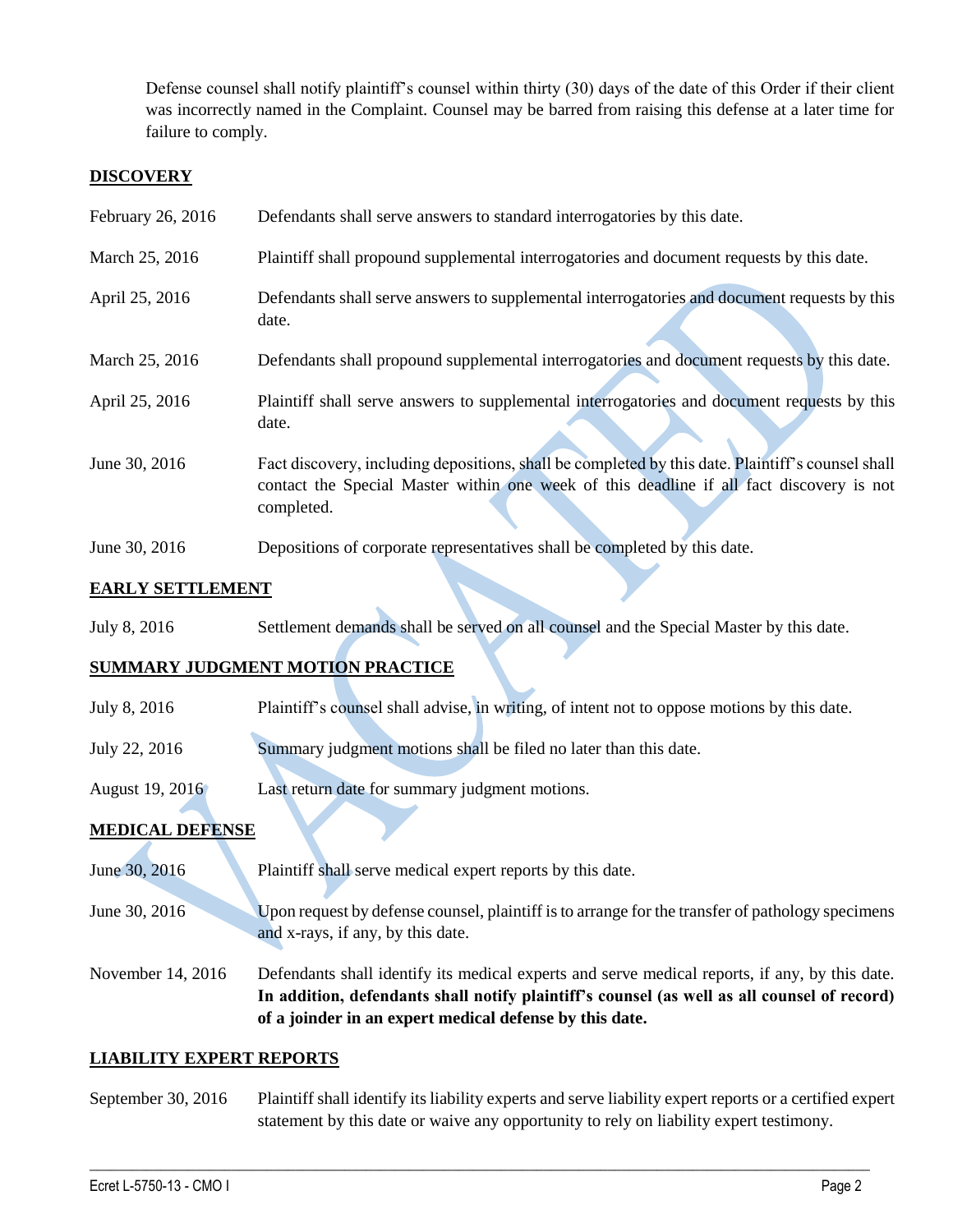Defense counsel shall notify plaintiff's counsel within thirty (30) days of the date of this Order if their client was incorrectly named in the Complaint. Counsel may be barred from raising this defense at a later time for failure to comply.

## DISCOVERY

| | |
|---|---|
| February 26, 2016 | Defendants shall serve answers to standard interrogatories by this date. |
| March 25, 2016 | Plaintiff shall propound supplemental interrogatories and document requests by this date. |
| April 25, 2016 | Defendants shall serve answers to supplemental interrogatories and document requests by this date. |
| March 25, 2016 | Defendants shall propound supplemental interrogatories and document requests by this date. |
| April 25, 2016 | Plaintiff shall serve answers to supplemental interrogatories and document requests by this date. |
| June 30, 2016 | Fact discovery, including depositions, shall be completed by this date. Plaintiff's counsel shall contact the Special Master within one week of this deadline if all fact discovery is not completed. |
| June 30, 2016 | Depositions of corporate representatives shall be completed by this date. |

## EARLY SETTLEMENT

| | |
|---|---|
| July 8, 2016 | Settlement demands shall be served on all counsel and the Special Master by this date. |

## SUMMARY JUDGMENT MOTION PRACTICE

| | |
|---|---|
| July 8, 2016 | Plaintiff's counsel shall advise, in writing, of intent not to oppose motions by this date. |
| July 22, 2016 | Summary judgment motions shall be filed no later than this date. |
| August 19, 2016 | Last return date for summary judgment motions. |

## MEDICAL DEFENSE

| | |
|---|---|
| June 30, 2016 | Plaintiff shall serve medical expert reports by this date. |
| June 30, 2016 | Upon request by defense counsel, plaintiff is to arrange for the transfer of pathology specimens and x-rays, if any, by this date. |
| November 14, 2016 | Defendants shall identify its medical experts and serve medical reports, if any, by this date. **In addition, defendants shall notify plaintiff's counsel (as well as all counsel of record) of a joinder in an expert medical defense by this date.** |

## LIABILITY EXPERT REPORTS

| | |
|---|---|
| September 30, 2016 | Plaintiff shall identify its liability experts and serve liability expert reports or a certified expert statement by this date or waive any opportunity to rely on liability expert testimony. |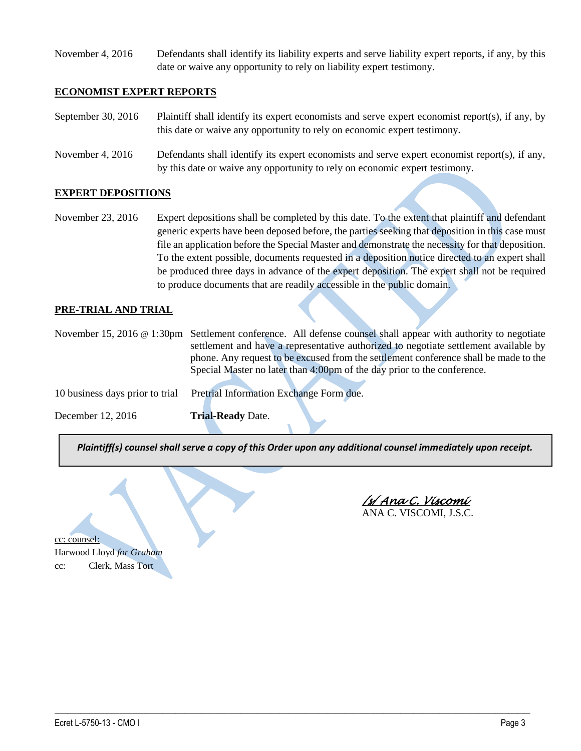November 4, 2016 Defendants shall identify its liability experts and serve liability expert reports, if any, by this date or waive any opportunity to rely on liability expert testimony.

**ECONOMIST EXPERT REPORTS**

September 30, 2016 Plaintiff shall identify its expert economists and serve expert economist report(s), if any, by this date or waive any opportunity to rely on economic expert testimony.

November 4, 2016 Defendants shall identify its expert economists and serve expert economist report(s), if any, by this date or waive any opportunity to rely on economic expert testimony.

**EXPERT DEPOSITIONS**

November 23, 2016 Expert depositions shall be completed by this date. To the extent that plaintiff and defendant generic experts have been deposed before, the parties seeking that deposition in this case must file an application before the Special Master and demonstrate the necessity for that deposition. To the extent possible, documents requested in a deposition notice directed to an expert shall be produced three days in advance of the expert deposition. The expert shall not be required to produce documents that are readily accessible in the public domain.

**PRE-TRIAL AND TRIAL**

November 15, 2016 @ 1:30pm Settlement conference. All defense counsel shall appear with authority to negotiate settlement and have a representative authorized to negotiate settlement available by phone. Any request to be excused from the settlement conference shall be made to the Special Master no later than 4:00pm of the day prior to the conference.

10 business days prior to trial Pretrial Information Exchange Form due.

December 12, 2016 **Trial-Ready** Date.

***Plaintiff(s) counsel shall serve a copy of this Order upon any additional counsel immediately upon receipt.***

*/s/ Ana C. Viscomi*
ANA C. VISCOMI, J.S.C.

cc: counsel:
Harwood Lloyd *for Graham*
cc: Clerk, Mass Tort